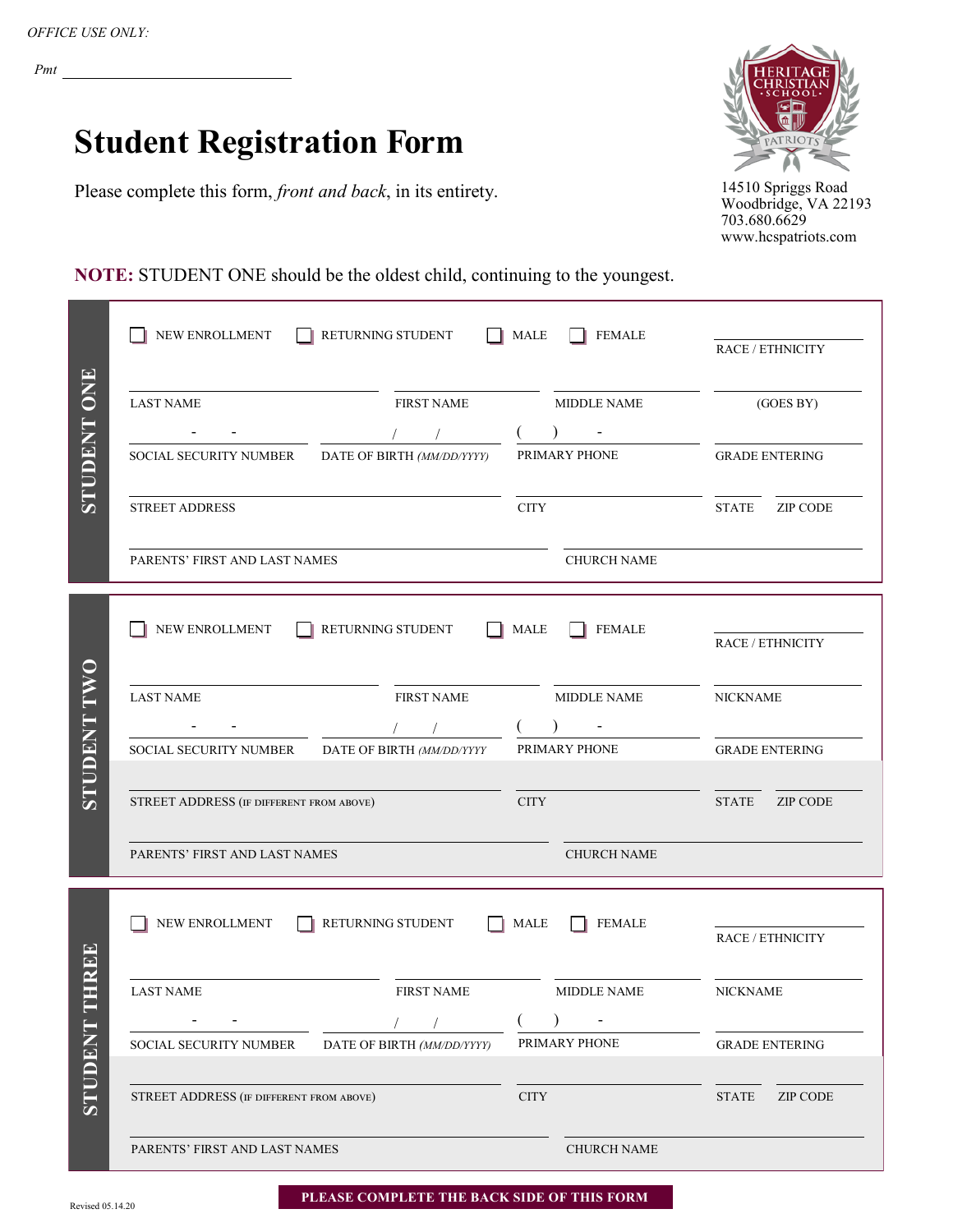*OFFICE USE ONLY:*

*Pmt* ______________________________

# Student Registration Form

Please complete this form, *front and back*, in its entirety.

14510 Spriggs Road
Woodbridge, VA 22193
703.680.6629
www.hcspatriots.com

**NOTE:** STUDENT ONE should be the oldest child, continuing to the youngest.

## STUDENT ONE

☐ NEW ENROLLMENT ☐ RETURNING STUDENT ☐ MALE ☐ FEMALE

RACE / ETHNICITY

| LAST NAME | FIRST NAME | MIDDLE NAME | (GOES BY) |
|---|---|---|---|
| | | | |

| SOCIAL SECURITY NUMBER | DATE OF BIRTH *(MM/DD/YYYY)* | PRIMARY PHONE | GRADE ENTERING |
|---|---|---|---|
| - - | / / | ( ) - | |

| STREET ADDRESS | CITY | STATE | ZIP CODE |
|---|---|---|---|
| | | | |

| PARENTS' FIRST AND LAST NAMES | CHURCH NAME |
|---|---|
| | |

## STUDENT TWO

☐ NEW ENROLLMENT ☐ RETURNING STUDENT ☐ MALE ☐ FEMALE

RACE / ETHNICITY

| LAST NAME | FIRST NAME | MIDDLE NAME | NICKNAME |
|---|---|---|---|
| | | | |

| SOCIAL SECURITY NUMBER | DATE OF BIRTH *(MM/DD/YYYY* | PRIMARY PHONE | GRADE ENTERING |
|---|---|---|---|
| - - | / / | ( ) - | |

| STREET ADDRESS (IF DIFFERENT FROM ABOVE) | CITY | STATE | ZIP CODE |
|---|---|---|---|
| | | | |

| PARENTS' FIRST AND LAST NAMES | CHURCH NAME |
|---|---|
| | |

## STUDENT THREE

☐ NEW ENROLLMENT ☐ RETURNING STUDENT ☐ MALE ☐ FEMALE

RACE / ETHNICITY

| LAST NAME | FIRST NAME | MIDDLE NAME | NICKNAME |
|---|---|---|---|
| | | | |

| SOCIAL SECURITY NUMBER | DATE OF BIRTH *(MM/DD/YYYY)* | PRIMARY PHONE | GRADE ENTERING |
|---|---|---|---|
| - - | / / | ( ) - | |

| STREET ADDRESS (IF DIFFERENT FROM ABOVE) | CITY | STATE | ZIP CODE |
|---|---|---|---|
| | | | |

| PARENTS' FIRST AND LAST NAMES | CHURCH NAME |
|---|---|
| | |

**PLEASE COMPLETE THE BACK SIDE OF THIS FORM**

Revised 05.14.20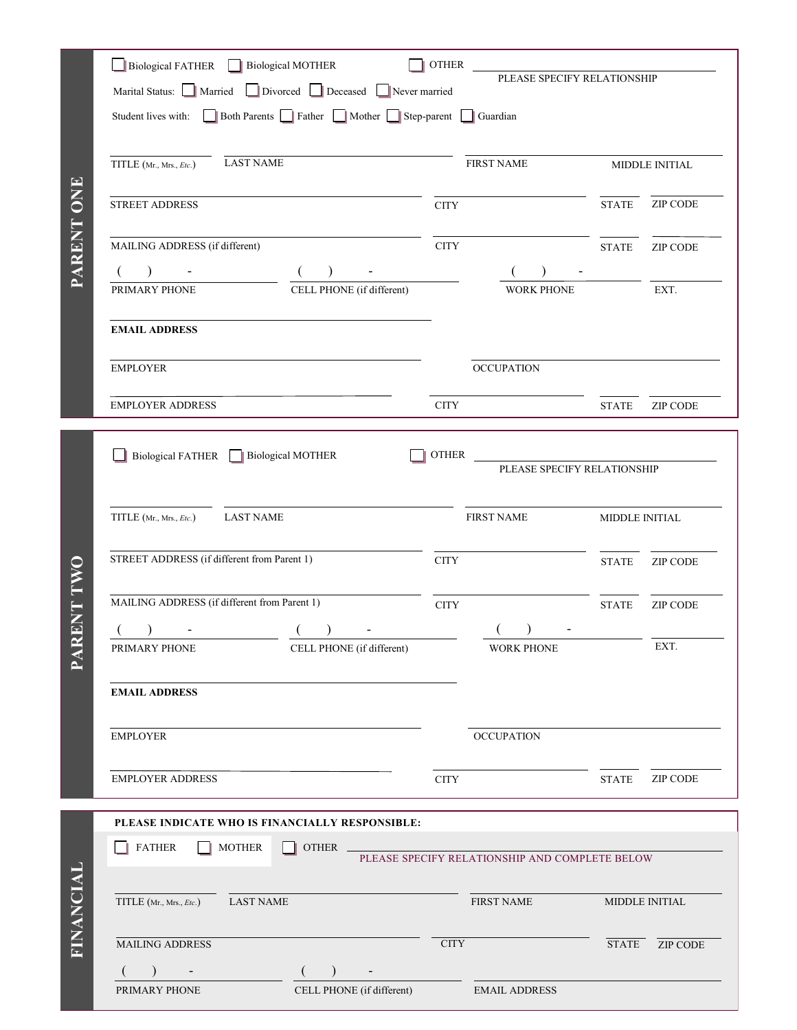## PARENT ONE

☐ Biological FATHER ☐ Biological MOTHER ☐ OTHER ______________________
PLEASE SPECIFY RELATIONSHIP

Marital Status: ☐ Married ☐ Divorced ☐ Deceased ☐ Never married

Student lives with: ☐ Both Parents ☐ Father ☐ Mother ☐ Step-parent ☐ Guardian

TITLE (Mr., Mrs., Etc.) LAST NAME FIRST NAME MIDDLE INITIAL

STREET ADDRESS CITY STATE ZIP CODE

MAILING ADDRESS (if different) CITY STATE ZIP CODE

( ) - ( ) - ( ) -
PRIMARY PHONE CELL PHONE (if different) WORK PHONE EXT.

**EMAIL ADDRESS**

EMPLOYER OCCUPATION

EMPLOYER ADDRESS CITY STATE ZIP CODE

## PARENT TWO

☐ Biological FATHER ☐ Biological MOTHER ☐ OTHER ______________________
PLEASE SPECIFY RELATIONSHIP

TITLE (Mr., Mrs., Etc.) LAST NAME FIRST NAME MIDDLE INITIAL

STREET ADDRESS (if different from Parent 1) CITY STATE ZIP CODE

MAILING ADDRESS (if different from Parent 1) CITY STATE ZIP CODE

( ) - ( ) - ( ) -
PRIMARY PHONE CELL PHONE (if different) WORK PHONE EXT.

**EMAIL ADDRESS**

EMPLOYER OCCUPATION

EMPLOYER ADDRESS CITY STATE ZIP CODE

## FINANCIAL

**PLEASE INDICATE WHO IS FINANCIALLY RESPONSIBLE:**

☐ FATHER ☐ MOTHER ☐ OTHER ______________________
PLEASE SPECIFY RELATIONSHIP AND COMPLETE BELOW

TITLE (Mr., Mrs., Etc.) LAST NAME FIRST NAME MIDDLE INITIAL

MAILING ADDRESS CITY STATE ZIP CODE

( ) - ( ) -
PRIMARY PHONE CELL PHONE (if different) EMAIL ADDRESS